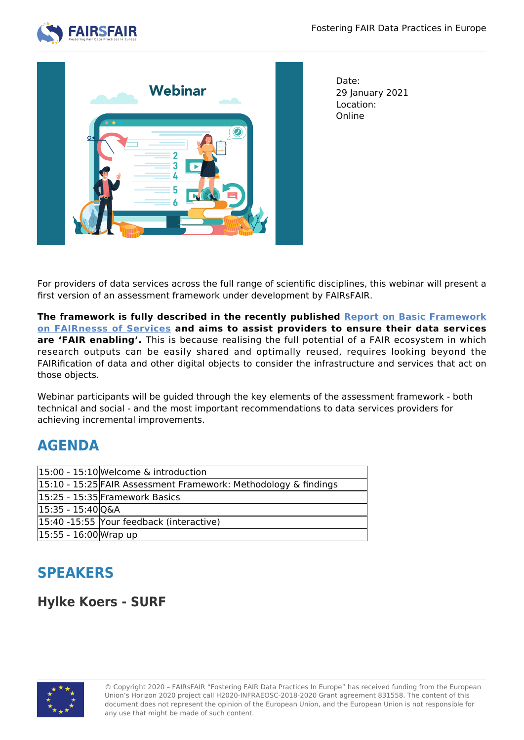Date:
29 January 2021
Location:
Online

For providers of data services across the full range of scientific disciplines, this webinar will present a first version of an assessment framework under development by FAIRsFAIR.

**The framework is fully described in the recently published [Report on Basic Framework on FAIRnesss of Services] and aims to assist providers to ensure their data services are 'FAIR enabling'.** This is because realising the full potential of a FAIR ecosystem in which research outputs can be easily shared and optimally reused, requires looking beyond the FAIRification of data and other digital objects to consider the infrastructure and services that act on those objects.

Webinar participants will be guided through the key elements of the assessment framework - both technical and social - and the most important recommendations to data services providers for achieving incremental improvements.

## AGENDA

| | |
|---|---|
| 15:00 - 15:10 | Welcome & introduction |
| 15:10 - 15:25 | FAIR Assessment Framework: Methodology & findings |
| 15:25 - 15:35 | Framework Basics |
| 15:35 - 15:40 | Q&A |
| 15:40 -15:55 | Your feedback (interactive) |
| 15:55 - 16:00 | Wrap up |

## SPEAKERS

### Hylke Koers - SURF

© Copyright 2020 – FAIRsFAIR "Fostering FAIR Data Practices In Europe" has received funding from the European Union's Horizon 2020 project call H2020-INFRAEOSC-2018-2020 Grant agreement 831558. The content of this document does not represent the opinion of the European Union, and the European Union is not responsible for any use that might be made of such content.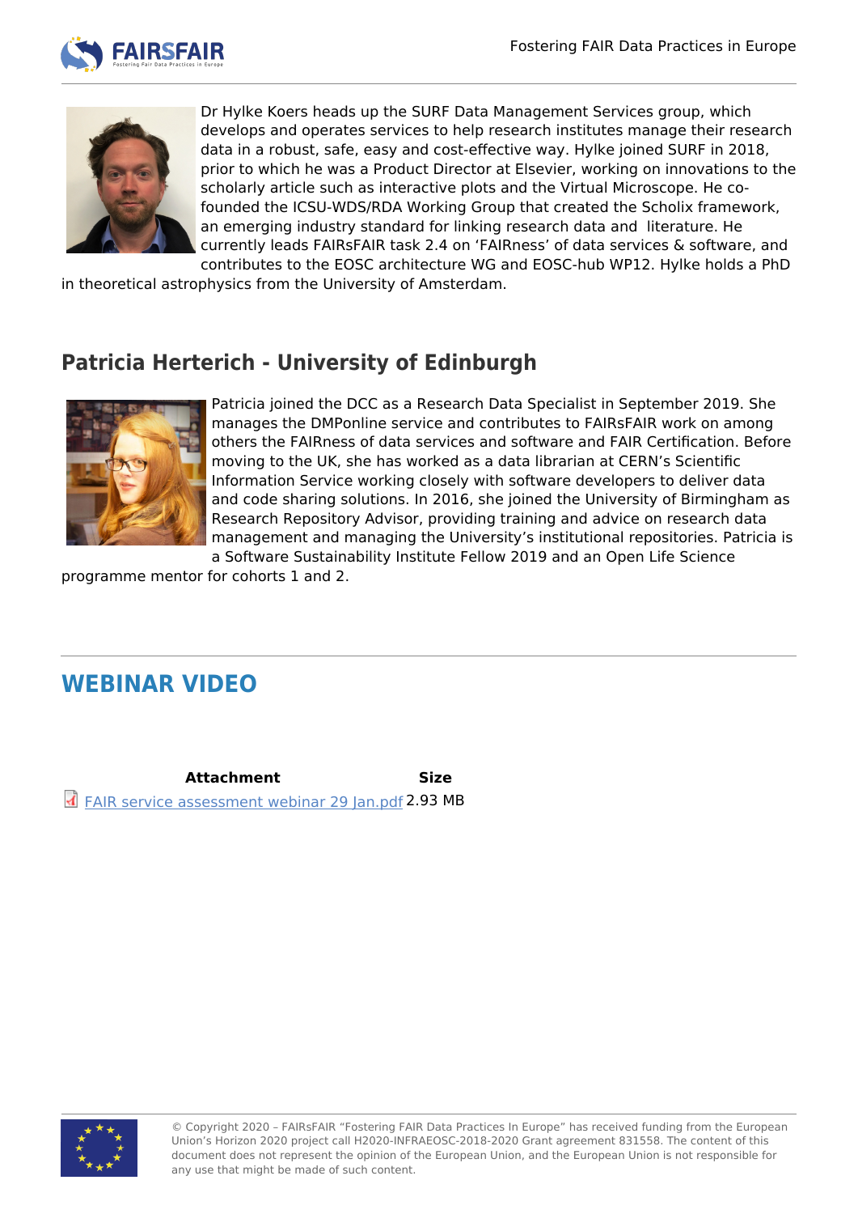Dr Hylke Koers heads up the SURF Data Management Services group, which develops and operates services to help research institutes manage their research data in a robust, safe, easy and cost-effective way. Hylke joined SURF in 2018, prior to which he was a Product Director at Elsevier, working on innovations to the scholarly article such as interactive plots and the Virtual Microscope. He co-founded the ICSU-WDS/RDA Working Group that created the Scholix framework, an emerging industry standard for linking research data and literature. He currently leads FAIRsFAIR task 2.4 on 'FAIRness' of data services & software, and contributes to the EOSC architecture WG and EOSC-hub WP12. Hylke holds a PhD in theoretical astrophysics from the University of Amsterdam.

## Patricia Herterich - University of Edinburgh

Patricia joined the DCC as a Research Data Specialist in September 2019. She manages the DMPonline service and contributes to FAIRsFAIR work on among others the FAIRness of data services and software and FAIR Certification. Before moving to the UK, she has worked as a data librarian at CERN's Scientific Information Service working closely with software developers to deliver data and code sharing solutions. In 2016, she joined the University of Birmingham as Research Repository Advisor, providing training and advice on research data management and managing the University's institutional repositories. Patricia is a Software Sustainability Institute Fellow 2019 and an Open Life Science programme mentor for cohorts 1 and 2.

---

## WEBINAR VIDEO

| Attachment | Size |
|---|---|
| FAIR service assessment webinar 29 Jan.pdf | 2.93 MB |

© Copyright 2020 – FAIRsFAIR "Fostering FAIR Data Practices In Europe" has received funding from the European Union's Horizon 2020 project call H2020-INFRAEOSC-2018-2020 Grant agreement 831558. The content of this document does not represent the opinion of the European Union, and the European Union is not responsible for any use that might be made of such content.